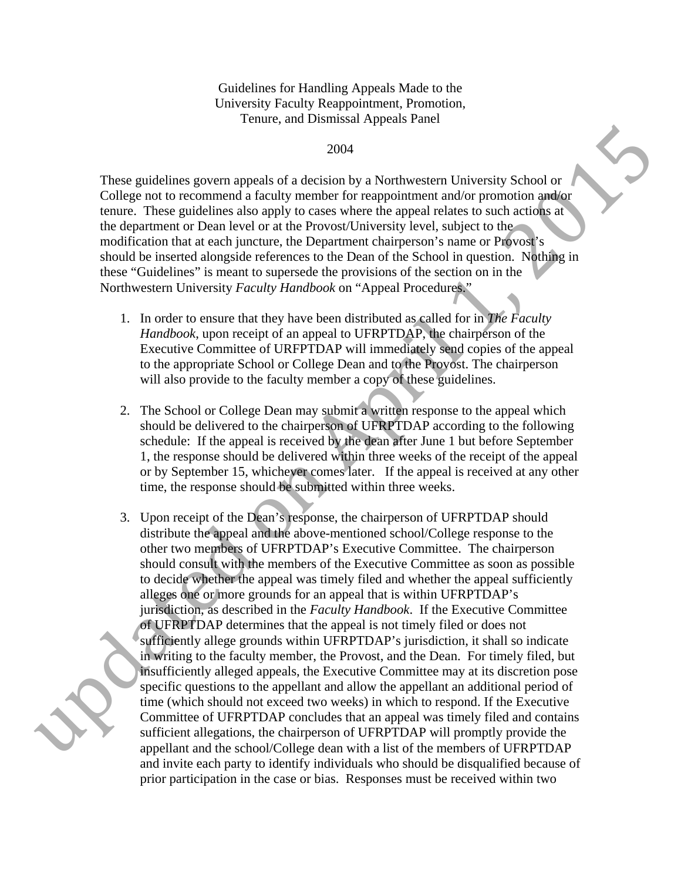Guidelines for Handling Appeals Made to the University Faculty Reappointment, Promotion, Tenure, and Dismissal Appeals Panel

2004

These guidelines govern appeals of a decision by a Northwestern University School or College not to recommend a faculty member for reappointment and/or promotion and/or tenure. These guidelines also apply to cases where the appeal relates to such actions at the department or Dean level or at the Provost/University level, subject to the modification that at each juncture, the Department chairperson's name or Provost's should be inserted alongside references to the Dean of the School in question. Nothing in these "Guidelines" is meant to supersede the provisions of the section on in the Northwestern University *Faculty Handbook* on "Appeal Procedures."

1. In order to ensure that they have been distributed as called for in *The Faculty Handbook*, upon receipt of an appeal to UFRPTDAP, the chairperson of the Executive Committee of URFPTDAP will immediately send copies of the appeal to the appropriate School or College Dean and to the Provost. The chairperson will also provide to the faculty member a copy of these guidelines.

2. The School or College Dean may submit a written response to the appeal which should be delivered to the chairperson of UFRPTDAP according to the following schedule: If the appeal is received by the dean after June 1 but before September 1, the response should be delivered within three weeks of the receipt of the appeal or by September 15, whichever comes later. If the appeal is received at any other time, the response should be submitted within three weeks.

3. Upon receipt of the Dean's response, the chairperson of UFRPTDAP should distribute the appeal and the above-mentioned school/College response to the other two members of UFRPTDAP's Executive Committee. The chairperson should consult with the members of the Executive Committee as soon as possible to decide whether the appeal was timely filed and whether the appeal sufficiently alleges one or more grounds for an appeal that is within UFRPTDAP's jurisdiction, as described in the *Faculty Handbook*. If the Executive Committee of UFRPTDAP determines that the appeal is not timely filed or does not sufficiently allege grounds within UFRPTDAP's jurisdiction, it shall so indicate in writing to the faculty member, the Provost, and the Dean. For timely filed, but insufficiently alleged appeals, the Executive Committee may at its discretion pose specific questions to the appellant and allow the appellant an additional period of time (which should not exceed two weeks) in which to respond. If the Executive Committee of UFRPTDAP concludes that an appeal was timely filed and contains sufficient allegations, the chairperson of UFRPTDAP will promptly provide the appellant and the school/College dean with a list of the members of UFRPTDAP and invite each party to identify individuals who should be disqualified because of prior participation in the case or bias. Responses must be received within two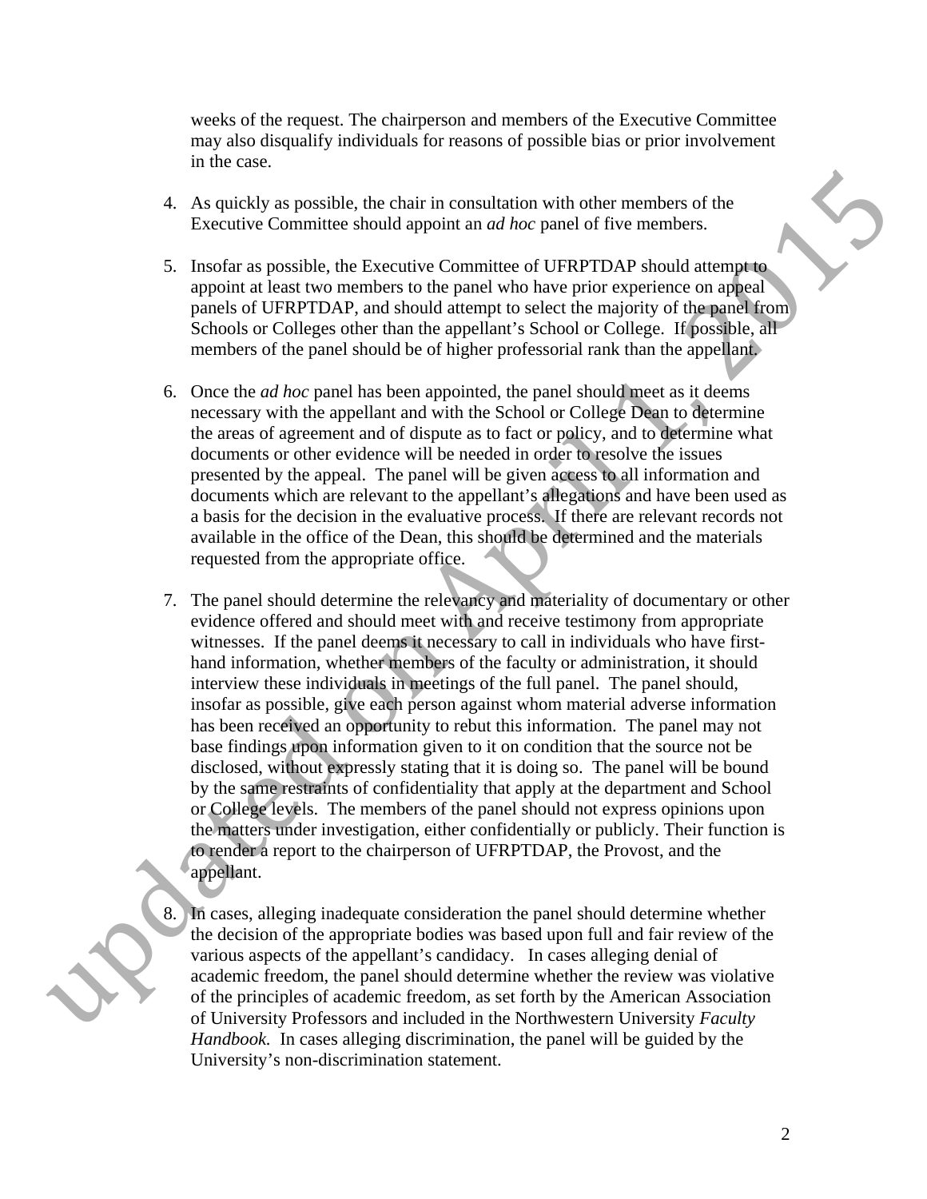weeks of the request. The chairperson and members of the Executive Committee may also disqualify individuals for reasons of possible bias or prior involvement in the case.

4. As quickly as possible, the chair in consultation with other members of the Executive Committee should appoint an *ad hoc* panel of five members.

5. Insofar as possible, the Executive Committee of UFRPTDAP should attempt to appoint at least two members to the panel who have prior experience on appeal panels of UFRPTDAP, and should attempt to select the majority of the panel from Schools or Colleges other than the appellant's School or College. If possible, all members of the panel should be of higher professorial rank than the appellant.

6. Once the *ad hoc* panel has been appointed, the panel should meet as it deems necessary with the appellant and with the School or College Dean to determine the areas of agreement and of dispute as to fact or policy, and to determine what documents or other evidence will be needed in order to resolve the issues presented by the appeal. The panel will be given access to all information and documents which are relevant to the appellant's allegations and have been used as a basis for the decision in the evaluative process. If there are relevant records not available in the office of the Dean, this should be determined and the materials requested from the appropriate office.

7. The panel should determine the relevancy and materiality of documentary or other evidence offered and should meet with and receive testimony from appropriate witnesses. If the panel deems it necessary to call in individuals who have first-hand information, whether members of the faculty or administration, it should interview these individuals in meetings of the full panel. The panel should, insofar as possible, give each person against whom material adverse information has been received an opportunity to rebut this information. The panel may not base findings upon information given to it on condition that the source not be disclosed, without expressly stating that it is doing so. The panel will be bound by the same restraints of confidentiality that apply at the department and School or College levels. The members of the panel should not express opinions upon the matters under investigation, either confidentially or publicly. Their function is to render a report to the chairperson of UFRPTDAP, the Provost, and the appellant.

8. In cases, alleging inadequate consideration the panel should determine whether the decision of the appropriate bodies was based upon full and fair review of the various aspects of the appellant's candidacy. In cases alleging denial of academic freedom, the panel should determine whether the review was violative of the principles of academic freedom, as set forth by the American Association of University Professors and included in the Northwestern University *Faculty Handbook.* In cases alleging discrimination, the panel will be guided by the University's non-discrimination statement.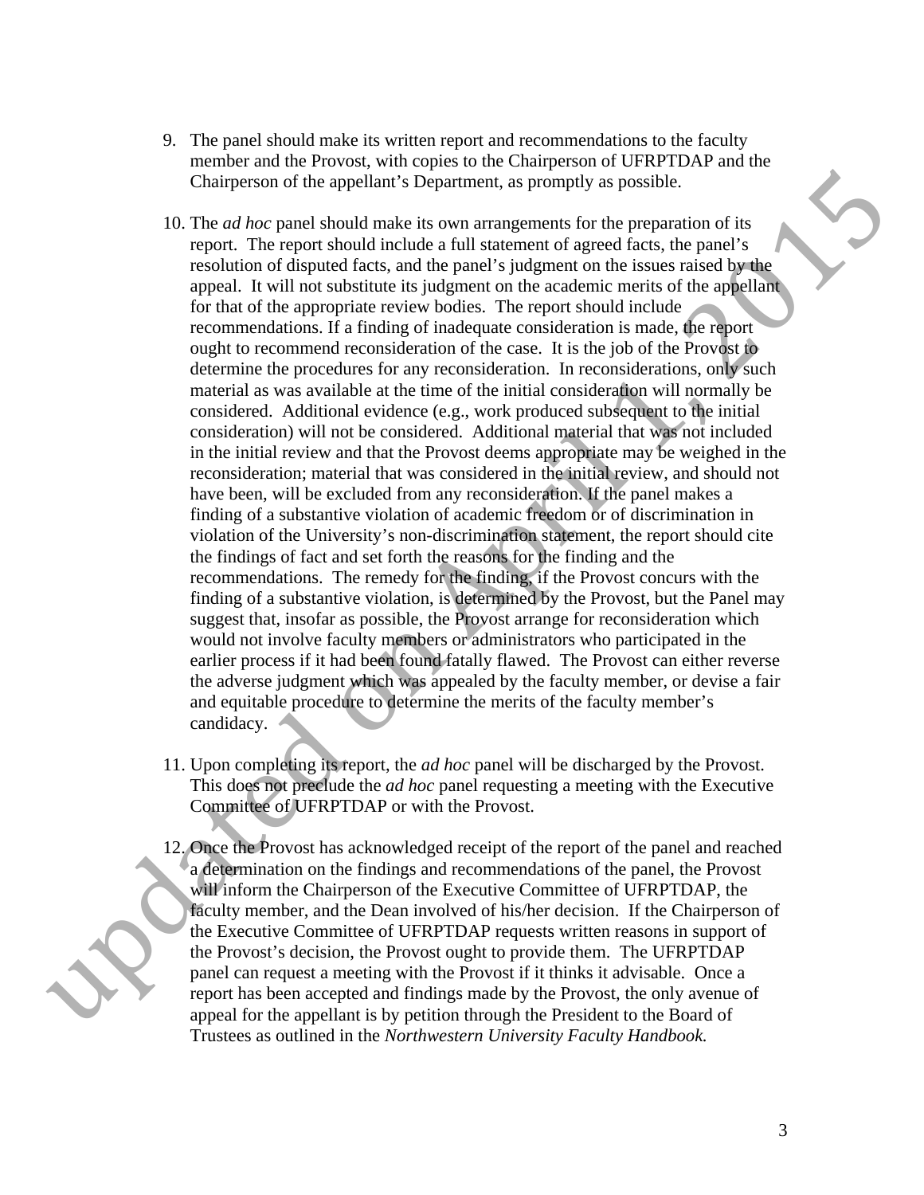9. The panel should make its written report and recommendations to the faculty member and the Provost, with copies to the Chairperson of UFRPTDAP and the Chairperson of the appellant's Department, as promptly as possible.

10. The *ad hoc* panel should make its own arrangements for the preparation of its report. The report should include a full statement of agreed facts, the panel's resolution of disputed facts, and the panel's judgment on the issues raised by the appeal. It will not substitute its judgment on the academic merits of the appellant for that of the appropriate review bodies. The report should include recommendations. If a finding of inadequate consideration is made, the report ought to recommend reconsideration of the case. It is the job of the Provost to determine the procedures for any reconsideration. In reconsiderations, only such material as was available at the time of the initial consideration will normally be considered. Additional evidence (e.g., work produced subsequent to the initial consideration) will not be considered. Additional material that was not included in the initial review and that the Provost deems appropriate may be weighed in the reconsideration; material that was considered in the initial review, and should not have been, will be excluded from any reconsideration. If the panel makes a finding of a substantive violation of academic freedom or of discrimination in violation of the University's non-discrimination statement, the report should cite the findings of fact and set forth the reasons for the finding and the recommendations. The remedy for the finding, if the Provost concurs with the finding of a substantive violation, is determined by the Provost, but the Panel may suggest that, insofar as possible, the Provost arrange for reconsideration which would not involve faculty members or administrators who participated in the earlier process if it had been found fatally flawed. The Provost can either reverse the adverse judgment which was appealed by the faculty member, or devise a fair and equitable procedure to determine the merits of the faculty member's candidacy.

11. Upon completing its report, the *ad hoc* panel will be discharged by the Provost. This does not preclude the *ad hoc* panel requesting a meeting with the Executive Committee of UFRPTDAP or with the Provost.

12. Once the Provost has acknowledged receipt of the report of the panel and reached a determination on the findings and recommendations of the panel, the Provost will inform the Chairperson of the Executive Committee of UFRPTDAP, the faculty member, and the Dean involved of his/her decision. If the Chairperson of the Executive Committee of UFRPTDAP requests written reasons in support of the Provost's decision, the Provost ought to provide them. The UFRPTDAP panel can request a meeting with the Provost if it thinks it advisable. Once a report has been accepted and findings made by the Provost, the only avenue of appeal for the appellant is by petition through the President to the Board of Trustees as outlined in the *Northwestern University Faculty Handbook.*

updated on April 1, 2015